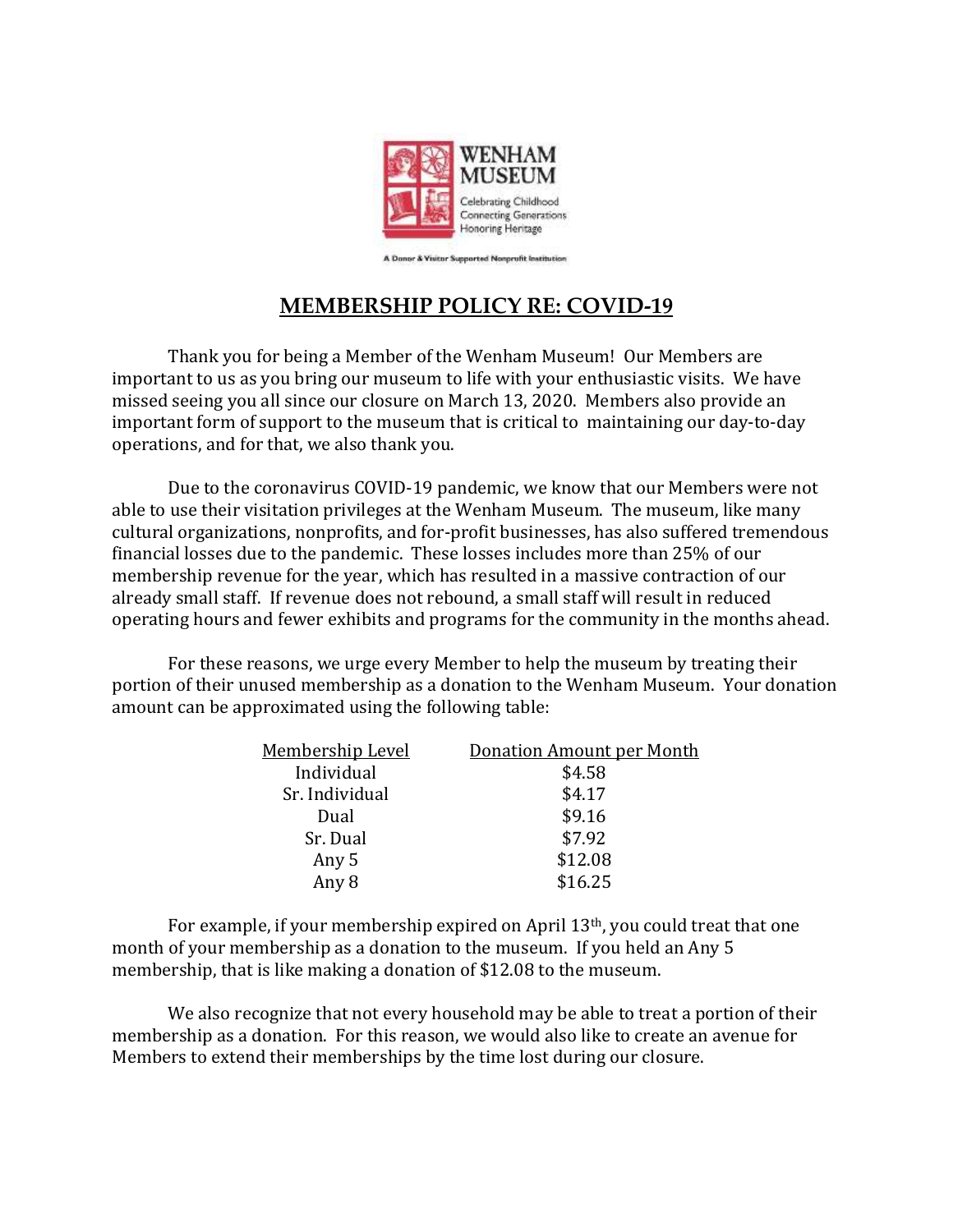WENHAM MUSEUM

Celebrating Childhood
Connecting Generations
Honoring Heritage

A Donor & Visitor Supported Nonprofit Institution

## MEMBERSHIP POLICY RE: COVID-19

Thank you for being a Member of the Wenham Museum! Our Members are important to us as you bring our museum to life with your enthusiastic visits. We have missed seeing you all since our closure on March 13, 2020. Members also provide an important form of support to the museum that is critical to maintaining our day-to-day operations, and for that, we also thank you.

Due to the coronavirus COVID-19 pandemic, we know that our Members were not able to use their visitation privileges at the Wenham Museum. The museum, like many cultural organizations, nonprofits, and for-profit businesses, has also suffered tremendous financial losses due to the pandemic. These losses includes more than 25% of our membership revenue for the year, which has resulted in a massive contraction of our already small staff. If revenue does not rebound, a small staff will result in reduced operating hours and fewer exhibits and programs for the community in the months ahead.

For these reasons, we urge every Member to help the museum by treating their portion of their unused membership as a donation to the Wenham Museum. Your donation amount can be approximated using the following table:

| Membership Level | Donation Amount per Month |
| --- | --- |
| Individual | $4.58 |
| Sr. Individual | $4.17 |
| Dual | $9.16 |
| Sr. Dual | $7.92 |
| Any 5 | $12.08 |
| Any 8 | $16.25 |

For example, if your membership expired on April 13th, you could treat that one month of your membership as a donation to the museum. If you held an Any 5 membership, that is like making a donation of $12.08 to the museum.

We also recognize that not every household may be able to treat a portion of their membership as a donation. For this reason, we would also like to create an avenue for Members to extend their memberships by the time lost during our closure.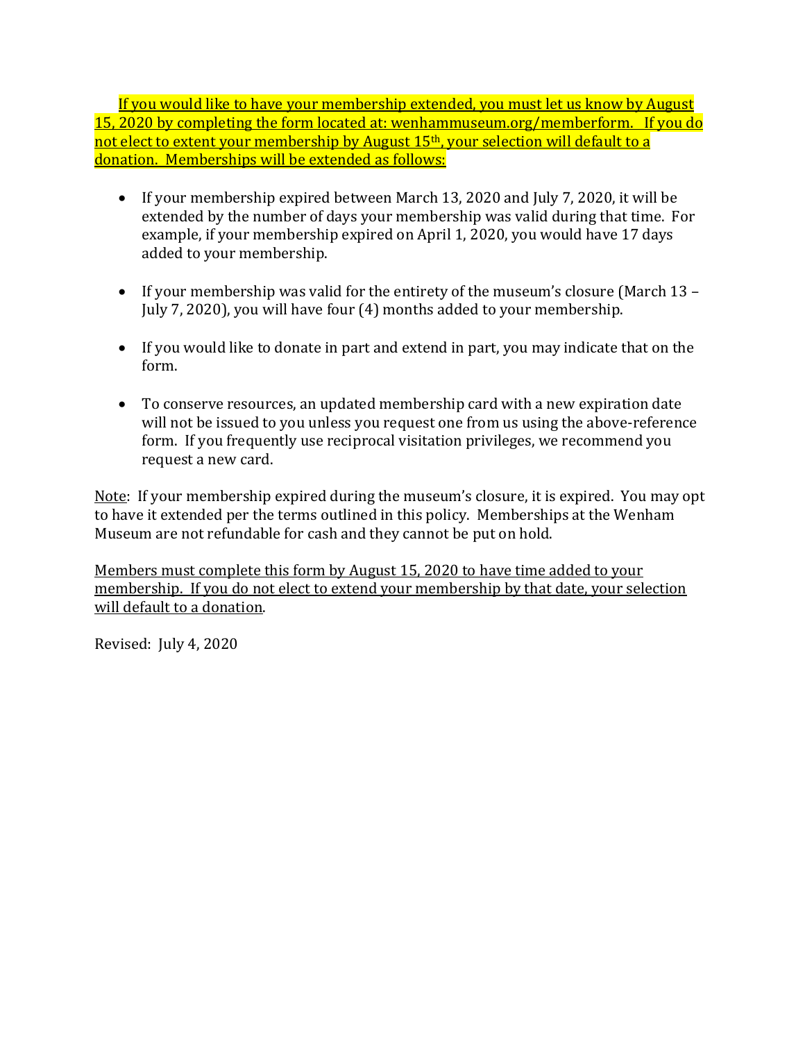If you would like to have your membership extended, you must let us know by August 15, 2020 by completing the form located at: wenhammuseum.org/memberform. If you do not elect to extent your membership by August 15th, your selection will default to a donation. Memberships will be extended as follows:

- If your membership expired between March 13, 2020 and July 7, 2020, it will be extended by the number of days your membership was valid during that time. For example, if your membership expired on April 1, 2020, you would have 17 days added to your membership.
- If your membership was valid for the entirety of the museum's closure (March 13 – July 7, 2020), you will have four (4) months added to your membership.
- If you would like to donate in part and extend in part, you may indicate that on the form.
- To conserve resources, an updated membership card with a new expiration date will not be issued to you unless you request one from us using the above-reference form. If you frequently use reciprocal visitation privileges, we recommend you request a new card.

Note: If your membership expired during the museum's closure, it is expired. You may opt to have it extended per the terms outlined in this policy. Memberships at the Wenham Museum are not refundable for cash and they cannot be put on hold.

Members must complete this form by August 15, 2020 to have time added to your membership. If you do not elect to extend your membership by that date, your selection will default to a donation.

Revised: July 4, 2020